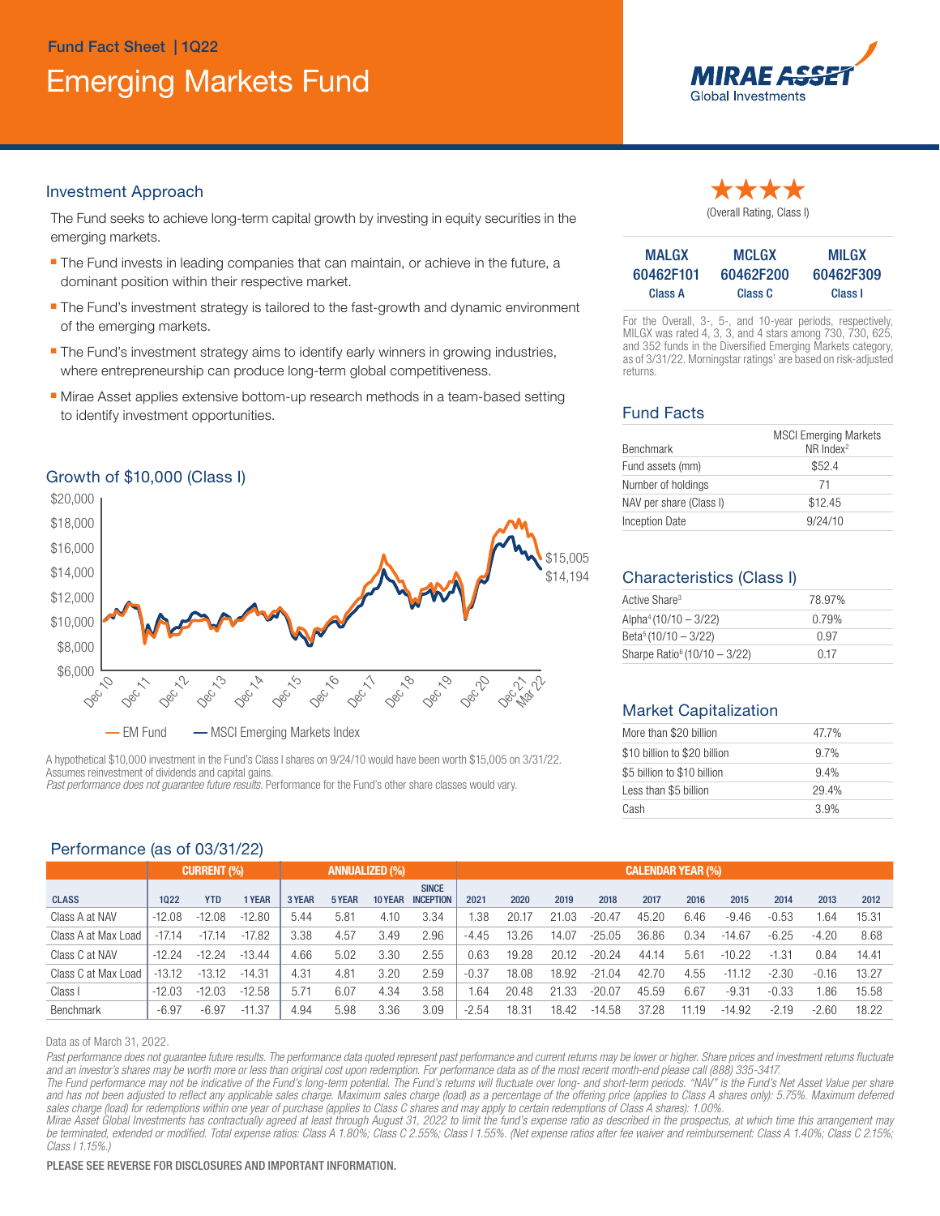Fund Fact Sheet | 1Q22

# Emerging Markets Fund

MIRAE ASSET Global Investments

## Investment Approach

The Fund seeks to achieve long-term capital growth by investing in equity securities in the emerging markets.

- The Fund invests in leading companies that can maintain, or achieve in the future, a dominant position within their respective market.
- The Fund's investment strategy is tailored to the fast-growth and dynamic environment of the emerging markets.
- The Fund's investment strategy aims to identify early winners in growing industries, where entrepreneurship can produce long-term global competitiveness.
- Mirae Asset applies extensive bottom-up research methods in a team-based setting to identify investment opportunities.

★★★★
(Overall Rating, Class I)

| MALGX | MCLGX | MILGX |
|---|---|---|
| 60462F101 | 60462F200 | 60462F309 |
| Class A | Class C | Class I |

For the Overall, 3-, 5-, and 10-year periods, respectively, MILGX was rated 4, 3, 3, and 4 stars among 730, 730, 625, and 352 funds in the Diversified Emerging Markets category, as of 3/31/22. Morningstar ratings[1] are based on risk-adjusted returns.

## Growth of $10,000 (Class I)

$15,005
$14,194

— EM Fund — MSCI Emerging Markets Index

A hypothetical $10,000 investment in the Fund's Class I shares on 9/24/10 would have been worth $15,005 on 3/31/22. Assumes reinvestment of dividends and capital gains.
*Past performance does not guarantee future results.* Performance for the Fund's other share classes would vary.

## Fund Facts

| | |
|---|---|
| Benchmark | MSCI Emerging Markets NR Index[2] |
| Fund assets (mm) | $52.4 |
| Number of holdings | 71 |
| NAV per share (Class I) | $12.45 |
| Inception Date | 9/24/10 |

## Characteristics (Class I)

| | |
|---|---|
| Active Share[3] | 78.97% |
| Alpha[4] (10/10 – 3/22) | 0.79% |
| Beta[5] (10/10 – 3/22) | 0.97 |
| Sharpe Ratio[6] (10/10 – 3/22) | 0.17 |

## Market Capitalization

| | |
|---|---|
| More than $20 billion | 47.7% |
| $10 billion to $20 billion | 9.7% |
| $5 billion to $10 billion | 9.4% |
| Less than $5 billion | 29.4% |
| Cash | 3.9% |

## Performance (as of 03/31/22)

| | CURRENT (%) | | | ANNUALIZED (%) | | | | CALENDAR YEAR (%) | | | | | | | | | |
|---|---|---|---|---|---|---|---|---|---|---|---|---|---|---|---|---|---|
| CLASS | 1Q22 | YTD | 1 YEAR | 3 YEAR | 5 YEAR | 10 YEAR | SINCE INCEPTION | 2021 | 2020 | 2019 | 2018 | 2017 | 2016 | 2015 | 2014 | 2013 | 2012 |
| Class A at NAV | -12.08 | -12.08 | -12.80 | 5.44 | 5.81 | 4.10 | 3.34 | 1.38 | 20.17 | 21.03 | -20.47 | 45.20 | 6.46 | -9.46 | -0.53 | 1.64 | 15.31 |
| Class A at Max Load | -17.14 | -17.14 | -17.82 | 3.38 | 4.57 | 3.49 | 2.96 | -4.45 | 13.26 | 14.07 | -25.05 | 36.86 | 0.34 | -14.67 | -6.25 | -4.20 | 8.68 |
| Class C at NAV | -12.24 | -12.24 | -13.44 | 4.66 | 5.02 | 3.30 | 2.55 | 0.63 | 19.28 | 20.12 | -20.24 | 44.14 | 5.61 | -10.22 | -1.31 | 0.84 | 14.41 |
| Class C at Max Load | -13.12 | -13.12 | -14.31 | 4.31 | 4.81 | 3.20 | 2.59 | -0.37 | 18.08 | 18.92 | -21.04 | 42.70 | 4.55 | -11.12 | -2.30 | -0.16 | 13.27 |
| Class I | -12.03 | -12.03 | -12.58 | 5.71 | 6.07 | 4.34 | 3.58 | 1.64 | 20.48 | 21.33 | -20.07 | 45.59 | 6.67 | -9.31 | -0.33 | 1.86 | 15.58 |
| Benchmark | -6.97 | -6.97 | -11.37 | 4.94 | 5.98 | 3.36 | 3.09 | -2.54 | 18.31 | 18.42 | -14.58 | 37.28 | 11.19 | -14.92 | -2.19 | -2.60 | 18.22 |

Data as of March 31, 2022.

*Past performance does not guarantee future results. The performance data quoted represent past performance and current returns may be lower or higher. Share prices and investment returns fluctuate and an investor's shares may be worth more or less than original cost upon redemption. For performance data as of the most recent month-end please call (888) 335-3417.*
*The Fund performance may not be indicative of the Fund's long-term potential. The Fund's returns will fluctuate over long- and short-term periods. "NAV" is the Fund's Net Asset Value per share and has not been adjusted to reflect any applicable sales charge. Maximum sales charge (load) as a percentage of the offering price (applies to Class A shares only): 5.75%. Maximum deferred sales charge (load) for redemptions within one year of purchase (applies to Class C shares and may apply to certain redemptions of Class A shares): 1.00%.*
*Mirae Asset Global Investments has contractually agreed at least through August 31, 2022 to limit the fund's expense ratio as described in the prospectus, at which time this arrangement may be terminated, extended or modified. Total expense ratios: Class A 1.80%; Class C 2.55%; Class I 1.55%. (Net expense ratios after fee waiver and reimbursement: Class A 1.40%; Class C 2.15%; Class I 1.15%.)*

PLEASE SEE REVERSE FOR DISCLOSURES AND IMPORTANT INFORMATION.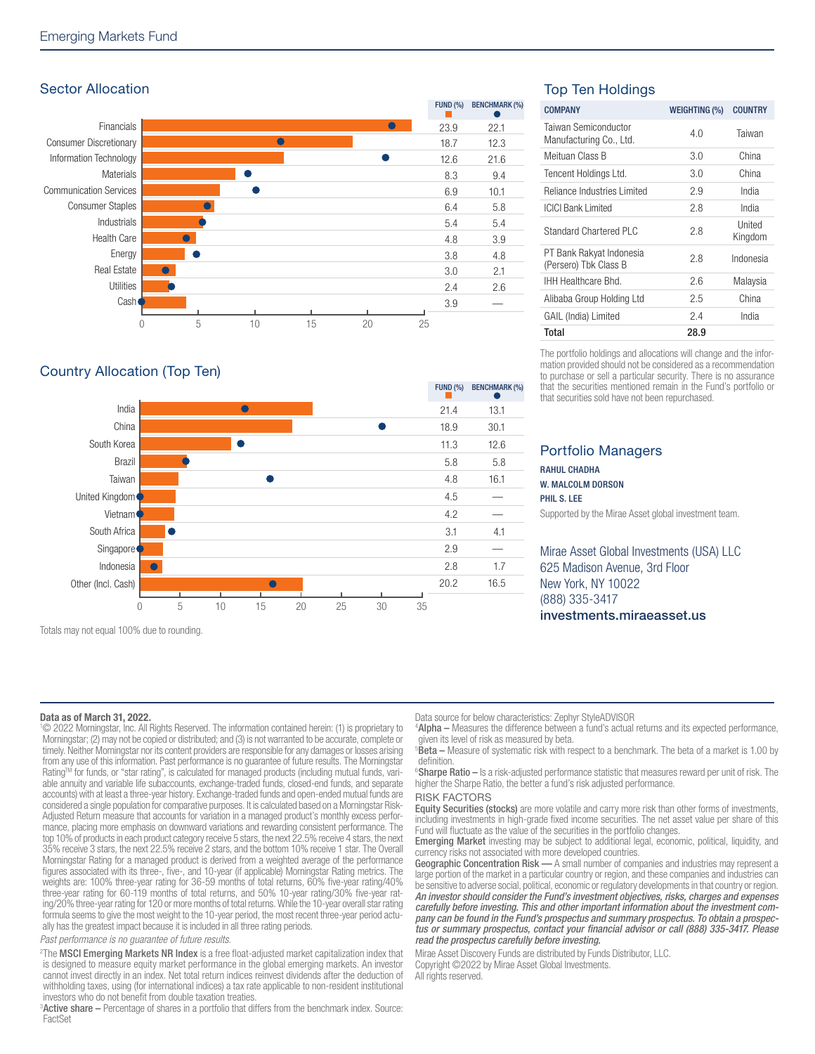## Sector Allocation

FUND (%) BENCHMARK (%)

Financials 23.9 22.1
Consumer Discretionary 18.7 12.3
Information Technology 12.6 21.6
Materials 8.3 9.4
Communication Services 6.9 10.1
Consumer Staples 6.4 5.8
Industrials 5.4 5.4
Health Care 4.8 3.9
Energy 3.8 4.8
Real Estate 3.0 2.1
Utilities 2.4 2.6
Cash 3.9 —

0 5 10 15 20 25

## Country Allocation (Top Ten)

FUND (%) BENCHMARK (%)

India 21.4 13.1
China 18.9 30.1
South Korea 11.3 12.6
Brazil 5.8 5.8
Taiwan 4.8 16.1
United Kingdom 4.5 —
Vietnam 4.2 —
South Africa 3.1 4.1
Singapore 2.9 —
Indonesia 2.8 1.7
Other (Incl. Cash) 20.2 16.5

0 5 10 15 20 25 30 35

Totals may not equal 100% due to rounding.

## Top Ten Holdings

| COMPANY | WEIGHTING (%) | COUNTRY |
|---|---|---|
| Taiwan Semiconductor Manufacturing Co., Ltd. | 4.0 | Taiwan |
| Meituan Class B | 3.0 | China |
| Tencent Holdings Ltd. | 3.0 | China |
| Reliance Industries Limited | 2.9 | India |
| ICICI Bank Limited | 2.8 | India |
| Standard Chartered PLC | 2.8 | United Kingdom |
| PT Bank Rakyat Indonesia (Persero) Tbk Class B | 2.8 | Indonesia |
| IHH Healthcare Bhd. | 2.6 | Malaysia |
| Alibaba Group Holding Ltd | 2.5 | China |
| GAIL (India) Limited | 2.4 | India |
| **Total** | **28.9** | |

The portfolio holdings and allocations will change and the information provided should not be considered as a recommendation to purchase or sell a particular security. There is no assurance that the securities mentioned remain in the Fund's portfolio or that securities sold have not been repurchased.

## Portfolio Managers

**RAHUL CHADHA**
**W. MALCOLM DORSON**
**PHIL S. LEE**

Supported by the Mirae Asset global investment team.

Mirae Asset Global Investments (USA) LLC
625 Madison Avenue, 3rd Floor
New York, NY 10022
(888) 335-3417
**investments.miraeasset.us**

---

**Data as of March 31, 2022.**

[1]© 2022 Morningstar, Inc. All Rights Reserved. The information contained herein: (1) is proprietary to Morningstar; (2) may not be copied or distributed; and (3) is not warranted to be accurate, complete or timely. Neither Morningstar nor its content providers are responsible for any damages or losses arising from any use of this information. Past performance is no guarantee of future results. The Morningstar Rating™ for funds, or "star rating", is calculated for managed products (including mutual funds, variable annuity and variable life subaccounts, exchange-traded funds, closed-end funds, and separate accounts) with at least a three-year history. Exchange-traded funds and open-ended mutual funds are considered a single population for comparative purposes. It is calculated based on a Morningstar Risk-Adjusted Return measure that accounts for variation in a managed product's monthly excess performance, placing more emphasis on downward variations and rewarding consistent performance. The top 10% of products in each product category receive 5 stars, the next 22.5% receive 4 stars, the next 35% receive 3 stars, the next 22.5% receive 2 stars, and the bottom 10% receive 1 star. The Overall Morningstar Rating for a managed product is derived from a weighted average of the performance figures associated with its three-, five-, and 10-year (if applicable) Morningstar Rating metrics. The weights are: 100% three-year rating for 36-59 months of total returns, 60% five-year rating/40% three-year rating for 60-119 months of total returns, and 50% 10-year rating/30% five-year rating/20% three-year rating for 120 or more months of total returns. While the 10-year overall star rating formula seems to give the most weight to the 10-year period, the most recent three-year period actually has the greatest impact because it is included in all three rating periods.

*Past performance is no guarantee of future results.*

[2]The **MSCI Emerging Markets NR Index** is a free float-adjusted market capitalization index that is designed to measure equity market performance in the global emerging markets. An investor cannot invest directly in an index. Net total return indices reinvest dividends after the deduction of withholding taxes, using (for international indices) a tax rate applicable to non-resident institutional investors who do not benefit from double taxation treaties.

[3]**Active share –** Percentage of shares in a portfolio that differs from the benchmark index. Source: FactSet

Data source for below characteristics: Zephyr StyleADVISOR

[4]**Alpha –** Measures the difference between a fund's actual returns and its expected performance, given its level of risk as measured by beta.

[5]**Beta –** Measure of systematic risk with respect to a benchmark. The beta of a market is 1.00 by definition.

[6]**Sharpe Ratio –** Is a risk-adjusted performance statistic that measures reward per unit of risk. The higher the Sharpe Ratio, the better a fund's risk adjusted performance.

RISK FACTORS

**Equity Securities (stocks)** are more volatile and carry more risk than other forms of investments, including investments in high-grade fixed income securities. The net asset value per share of this Fund will fluctuate as the value of the securities in the portfolio changes.

**Emerging Market** investing may be subject to additional legal, economic, political, liquidity, and currency risks not associated with more developed countries.

**Geographic Concentration Risk —** A small number of companies and industries may represent a large portion of the market in a particular country or region, and these companies and industries can be sensitive to adverse social, political, economic or regulatory developments in that country or region.

***An investor should consider the Fund's investment objectives, risks, charges and expenses carefully before investing. This and other important information about the investment company can be found in the Fund's prospectus and summary prospectus. To obtain a prospectus or summary prospectus, contact your financial advisor or call (888) 335-3417. Please read the prospectus carefully before investing.***

Mirae Asset Discovery Funds are distributed by Funds Distributor, LLC.
Copyright ©2022 by Mirae Asset Global Investments.
All rights reserved.